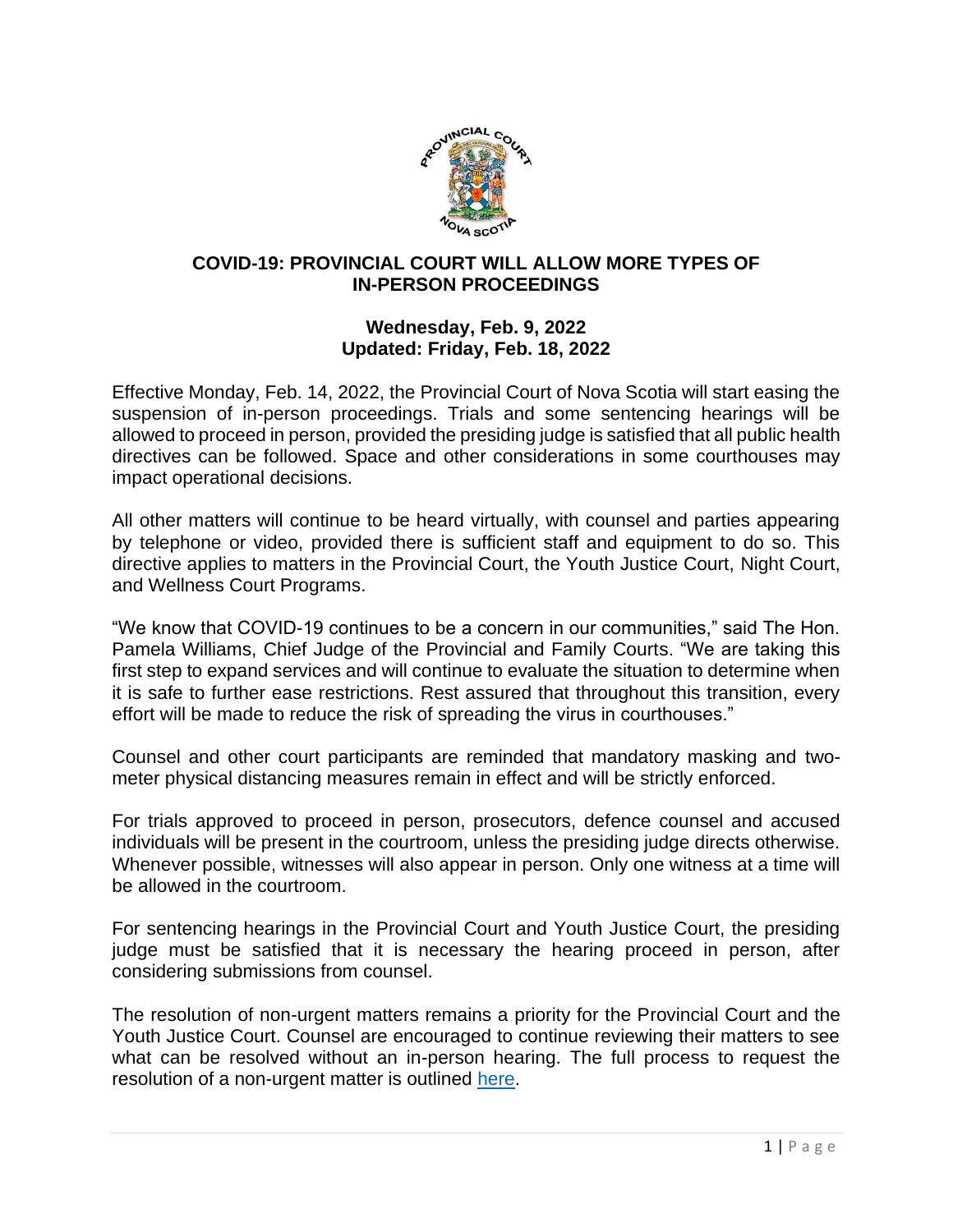# COVID-19: PROVINCIAL COURT WILL ALLOW MORE TYPES OF IN-PERSON PROCEEDINGS

**Wednesday, Feb. 9, 2022**
**Updated: Friday, Feb. 18, 2022**

Effective Monday, Feb. 14, 2022, the Provincial Court of Nova Scotia will start easing the suspension of in-person proceedings. Trials and some sentencing hearings will be allowed to proceed in person, provided the presiding judge is satisfied that all public health directives can be followed. Space and other considerations in some courthouses may impact operational decisions.

All other matters will continue to be heard virtually, with counsel and parties appearing by telephone or video, provided there is sufficient staff and equipment to do so. This directive applies to matters in the Provincial Court, the Youth Justice Court, Night Court, and Wellness Court Programs.

"We know that COVID-19 continues to be a concern in our communities," said The Hon. Pamela Williams, Chief Judge of the Provincial and Family Courts. "We are taking this first step to expand services and will continue to evaluate the situation to determine when it is safe to further ease restrictions. Rest assured that throughout this transition, every effort will be made to reduce the risk of spreading the virus in courthouses."

Counsel and other court participants are reminded that mandatory masking and two-meter physical distancing measures remain in effect and will be strictly enforced.

For trials approved to proceed in person, prosecutors, defence counsel and accused individuals will be present in the courtroom, unless the presiding judge directs otherwise. Whenever possible, witnesses will also appear in person. Only one witness at a time will be allowed in the courtroom.

For sentencing hearings in the Provincial Court and Youth Justice Court, the presiding judge must be satisfied that it is necessary the hearing proceed in person, after considering submissions from counsel.

The resolution of non-urgent matters remains a priority for the Provincial Court and the Youth Justice Court. Counsel are encouraged to continue reviewing their matters to see what can be resolved without an in-person hearing. The full process to request the resolution of a non-urgent matter is outlined here.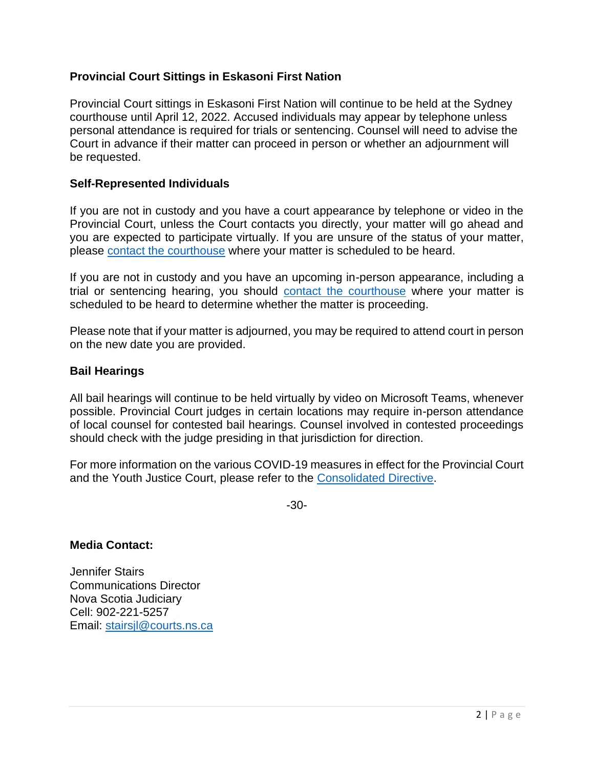## Provincial Court Sittings in Eskasoni First Nation

Provincial Court sittings in Eskasoni First Nation will continue to be held at the Sydney courthouse until April 12, 2022. Accused individuals may appear by telephone unless personal attendance is required for trials or sentencing. Counsel will need to advise the Court in advance if their matter can proceed in person or whether an adjournment will be requested.

## Self-Represented Individuals

If you are not in custody and you have a court appearance by telephone or video in the Provincial Court, unless the Court contacts you directly, your matter will go ahead and you are expected to participate virtually. If you are unsure of the status of your matter, please contact the courthouse where your matter is scheduled to be heard.

If you are not in custody and you have an upcoming in-person appearance, including a trial or sentencing hearing, you should contact the courthouse where your matter is scheduled to be heard to determine whether the matter is proceeding.

Please note that if your matter is adjourned, you may be required to attend court in person on the new date you are provided.

## Bail Hearings

All bail hearings will continue to be held virtually by video on Microsoft Teams, whenever possible. Provincial Court judges in certain locations may require in-person attendance of local counsel for contested bail hearings. Counsel involved in contested proceedings should check with the judge presiding in that jurisdiction for direction.

For more information on the various COVID-19 measures in effect for the Provincial Court and the Youth Justice Court, please refer to the Consolidated Directive.

-30-

**Media Contact:**

Jennifer Stairs
Communications Director
Nova Scotia Judiciary
Cell: 902-221-5257
Email: stairsjl@courts.ns.ca